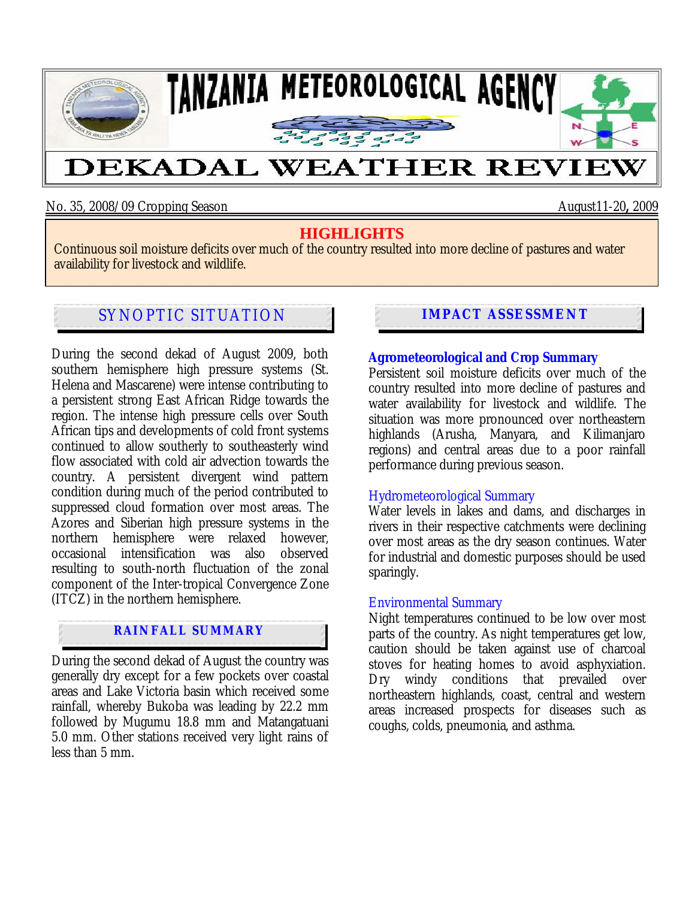# TANZANIA METEOROLOGICAL AGENCY

# DEKADAL WEATHER REVIEW

No. 35, 2008/09 Cropping Season — August11-20, 2009

## HIGHLIGHTS

Continuous soil moisture deficits over much of the country resulted into more decline of pastures and water availability for livestock and wildlife.

## SYNOPTIC SITUATION

During the second dekad of August 2009, both southern hemisphere high pressure systems (St. Helena and Mascarene) were intense contributing to a persistent strong East African Ridge towards the region. The intense high pressure cells over South African tips and developments of cold front systems continued to allow southerly to southeasterly wind flow associated with cold air advection towards the country. A persistent divergent wind pattern condition during much of the period contributed to suppressed cloud formation over most areas. The Azores and Siberian high pressure systems in the northern hemisphere were relaxed however, occasional intensification was also observed resulting to south-north fluctuation of the zonal component of the Inter-tropical Convergence Zone (ITCZ) in the northern hemisphere.

## RAINFALL SUMMARY

During the second dekad of August the country was generally dry except for a few pockets over coastal areas and Lake Victoria basin which received some rainfall, whereby Bukoba was leading by 22.2 mm followed by Mugumu 18.8 mm and Matangatuani 5.0 mm. Other stations received very light rains of less than 5 mm.

## IMPACT ASSESSMENT

### Agrometeorological and Crop Summary

Persistent soil moisture deficits over much of the country resulted into more decline of pastures and water availability for livestock and wildlife. The situation was more pronounced over northeastern highlands (Arusha, Manyara, and Kilimanjaro regions) and central areas due to a poor rainfall performance during previous season.

### Hydrometeorological Summary

Water levels in lakes and dams, and discharges in rivers in their respective catchments were declining over most areas as the dry season continues. Water for industrial and domestic purposes should be used sparingly.

### Environmental Summary

Night temperatures continued to be low over most parts of the country. As night temperatures get low, caution should be taken against use of charcoal stoves for heating homes to avoid asphyxiation. Dry windy conditions that prevailed over northeastern highlands, coast, central and western areas increased prospects for diseases such as coughs, colds, pneumonia, and asthma.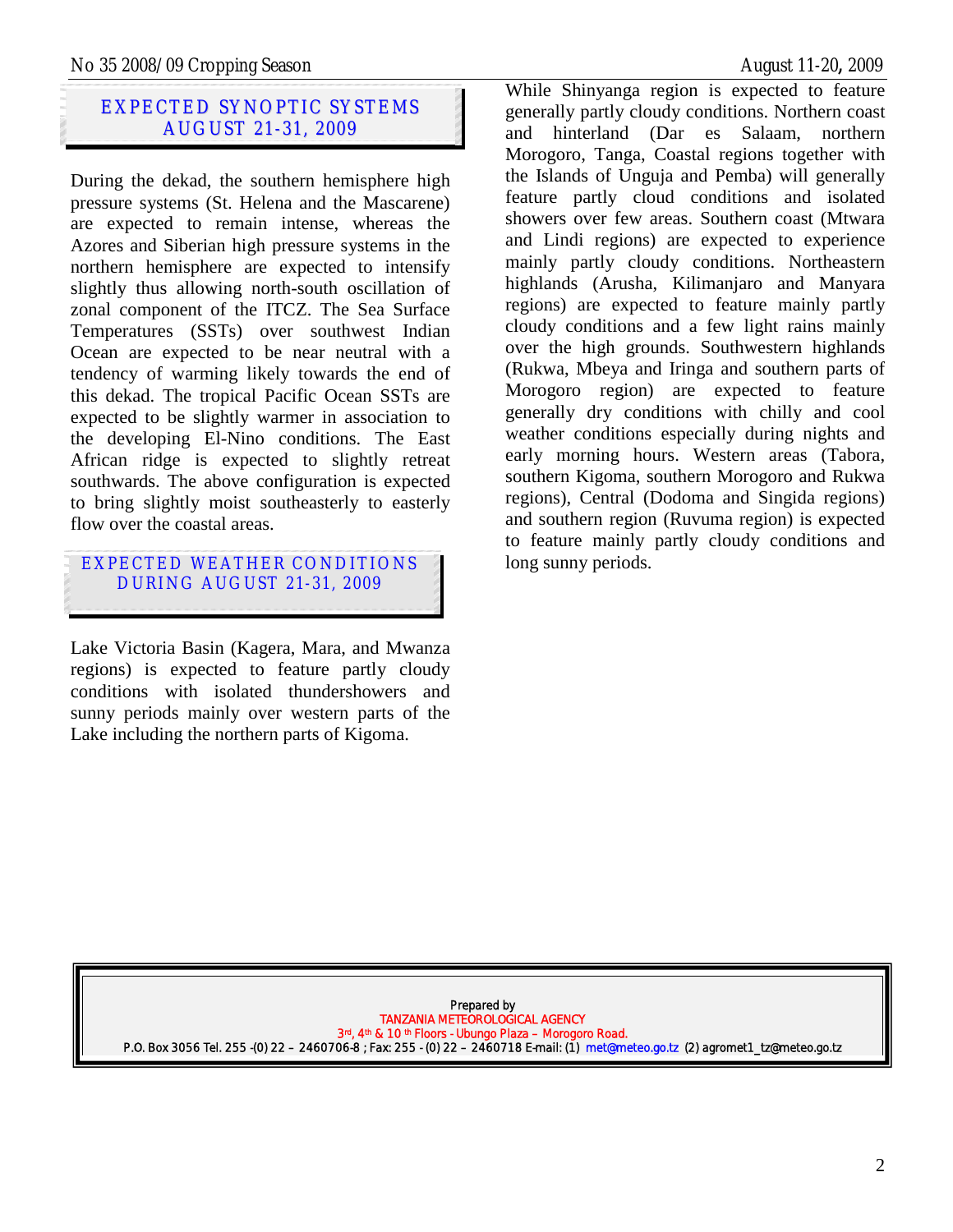## EXPECTED SYNOPTIC SYSTEMS AUGUST 21-31, 2009

During the dekad, the southern hemisphere high pressure systems (St. Helena and the Mascarene) are expected to remain intense, whereas the Azores and Siberian high pressure systems in the northern hemisphere are expected to intensify slightly thus allowing north-south oscillation of zonal component of the ITCZ. The Sea Surface Temperatures (SSTs) over southwest Indian Ocean are expected to be near neutral with a tendency of warming likely towards the end of this dekad. The tropical Pacific Ocean SSTs are expected to be slightly warmer in association to the developing El-Nino conditions. The East African ridge is expected to slightly retreat southwards. The above configuration is expected to bring slightly moist southeasterly to easterly flow over the coastal areas.

## EXPECTED WEATHER CONDITIONS DURING AUGUST 21-31, 2009

Lake Victoria Basin (Kagera, Mara, and Mwanza regions) is expected to feature partly cloudy conditions with isolated thundershowers and sunny periods mainly over western parts of the Lake including the northern parts of Kigoma. While Shinyanga region is expected to feature generally partly cloudy conditions. Northern coast and hinterland (Dar es Salaam, northern Morogoro, Tanga, Coastal regions together with the Islands of Unguja and Pemba) will generally feature partly cloud conditions and isolated showers over few areas. Southern coast (Mtwara and Lindi regions) are expected to experience mainly partly cloudy conditions. Northeastern highlands (Arusha, Kilimanjaro and Manyara regions) are expected to feature mainly partly cloudy conditions and a few light rains mainly over the high grounds. Southwestern highlands (Rukwa, Mbeya and Iringa and southern parts of Morogoro region) are expected to feature generally dry conditions with chilly and cool weather conditions especially during nights and early morning hours. Western areas (Tabora, southern Kigoma, southern Morogoro and Rukwa regions), Central (Dodoma and Singida regions) and southern region (Ruvuma region) is expected to feature mainly partly cloudy conditions and long sunny periods.

Prepared by
TANZANIA METEOROLOGICAL AGENCY
3rd, 4th & 10th Floors - Ubungo Plaza – Morogoro Road.
P.O. Box 3056 Tel. 255 -(0) 22 – 2460706-8 ; Fax: 255 - (0) 22 – 2460718 E-mail: (1) met@meteo.go.tz (2) agromet1_tz@meteo.go.tz